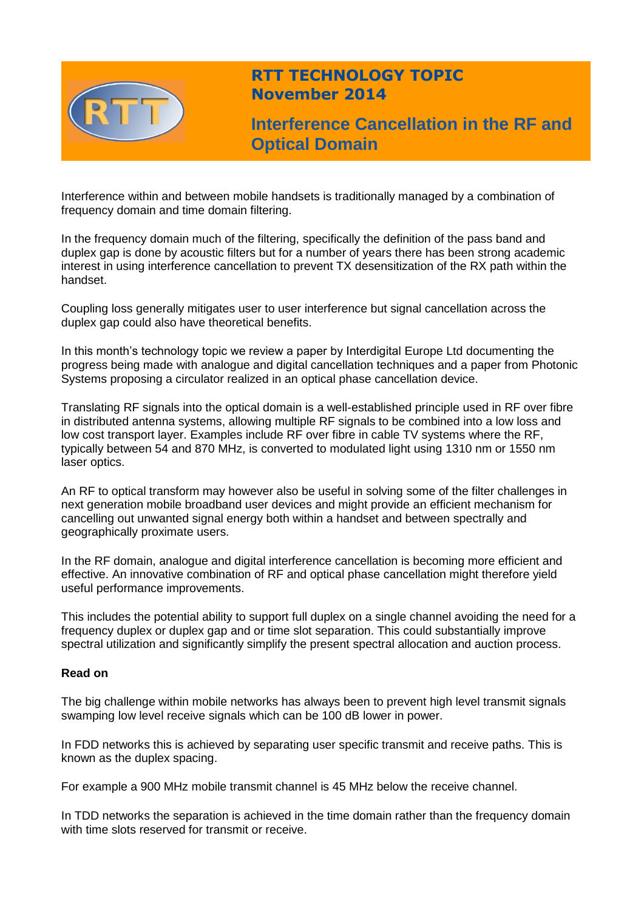# RTT TECHNOLOGY TOPIC
## November 2014

## Interference Cancellation in the RF and Optical Domain

Interference within and between mobile handsets is traditionally managed by a combination of frequency domain and time domain filtering.

In the frequency domain much of the filtering, specifically the definition of the pass band and duplex gap is done by acoustic filters but for a number of years there has been strong academic interest in using interference cancellation to prevent TX desensitization of the RX path within the handset.

Coupling loss generally mitigates user to user interference but signal cancellation across the duplex gap could also have theoretical benefits.

In this month's technology topic we review a paper by Interdigital Europe Ltd documenting the progress being made with analogue and digital cancellation techniques and a paper from Photonic Systems proposing a circulator realized in an optical phase cancellation device.

Translating RF signals into the optical domain is a well-established principle used in RF over fibre in distributed antenna systems, allowing multiple RF signals to be combined into a low loss and low cost transport layer. Examples include RF over fibre in cable TV systems where the RF, typically between 54 and 870 MHz, is converted to modulated light using 1310 nm or 1550 nm laser optics.

An RF to optical transform may however also be useful in solving some of the filter challenges in next generation mobile broadband user devices and might provide an efficient mechanism for cancelling out unwanted signal energy both within a handset and between spectrally and geographically proximate users.

In the RF domain, analogue and digital interference cancellation is becoming more efficient and effective. An innovative combination of RF and optical phase cancellation might therefore yield useful performance improvements.

This includes the potential ability to support full duplex on a single channel avoiding the need for a frequency duplex or duplex gap and or time slot separation. This could substantially improve spectral utilization and significantly simplify the present spectral allocation and auction process.

**Read on**

The big challenge within mobile networks has always been to prevent high level transmit signals swamping low level receive signals which can be 100 dB lower in power.

In FDD networks this is achieved by separating user specific transmit and receive paths. This is known as the duplex spacing.

For example a 900 MHz mobile transmit channel is 45 MHz below the receive channel.

In TDD networks the separation is achieved in the time domain rather than the frequency domain with time slots reserved for transmit or receive.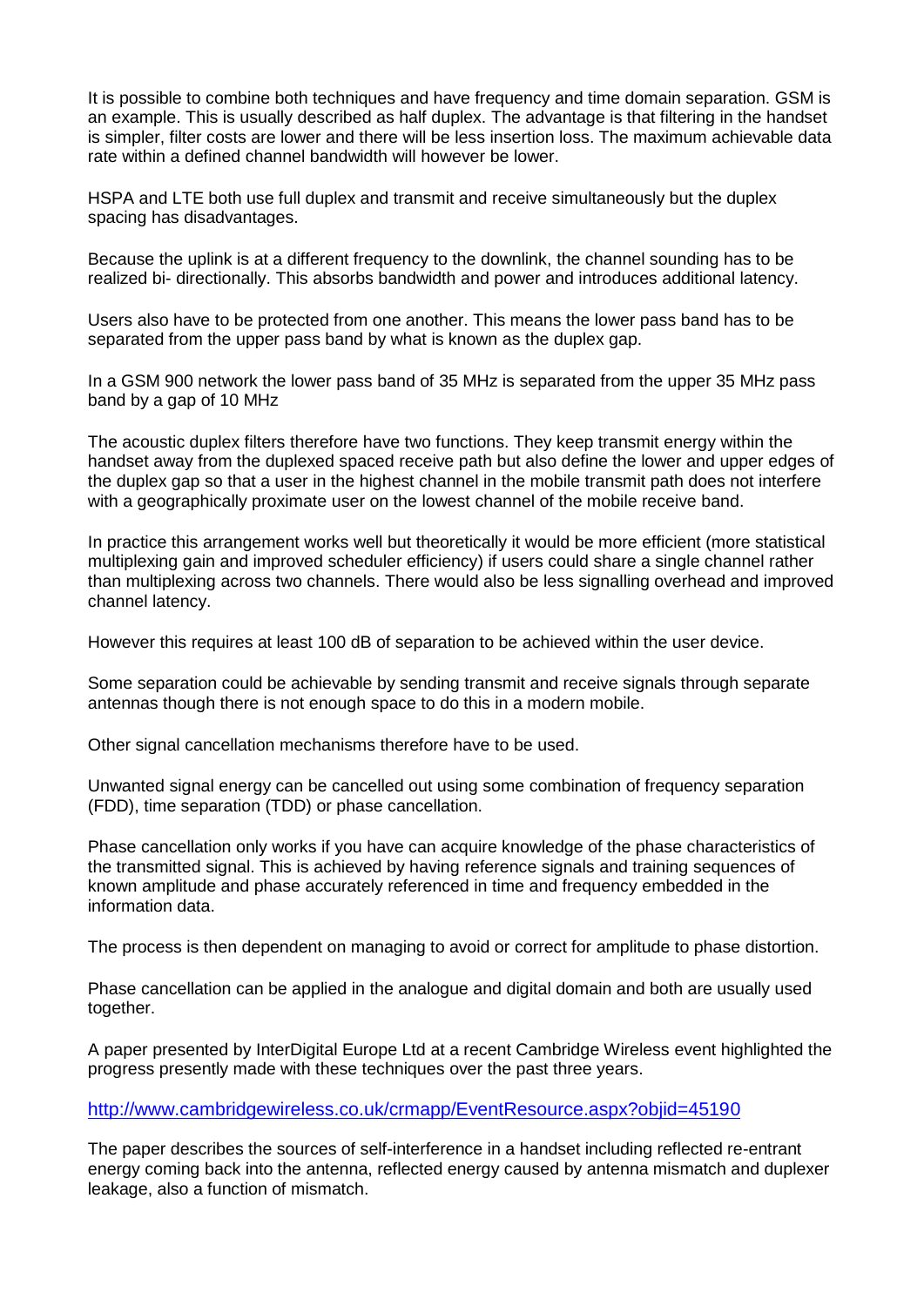It is possible to combine both techniques and have frequency and time domain separation. GSM is an example. This is usually described as half duplex. The advantage is that filtering in the handset is simpler, filter costs are lower and there will be less insertion loss. The maximum achievable data rate within a defined channel bandwidth will however be lower.

HSPA and LTE both use full duplex and transmit and receive simultaneously but the duplex spacing has disadvantages.

Because the uplink is at a different frequency to the downlink, the channel sounding has to be realized bi- directionally. This absorbs bandwidth and power and introduces additional latency.

Users also have to be protected from one another. This means the lower pass band has to be separated from the upper pass band by what is known as the duplex gap.

In a GSM 900 network the lower pass band of 35 MHz is separated from the upper 35 MHz pass band by a gap of 10 MHz

The acoustic duplex filters therefore have two functions. They keep transmit energy within the handset away from the duplexed spaced receive path but also define the lower and upper edges of the duplex gap so that a user in the highest channel in the mobile transmit path does not interfere with a geographically proximate user on the lowest channel of the mobile receive band.

In practice this arrangement works well but theoretically it would be more efficient (more statistical multiplexing gain and improved scheduler efficiency) if users could share a single channel rather than multiplexing across two channels. There would also be less signalling overhead and improved channel latency.

However this requires at least 100 dB of separation to be achieved within the user device.

Some separation could be achievable by sending transmit and receive signals through separate antennas though there is not enough space to do this in a modern mobile.

Other signal cancellation mechanisms therefore have to be used.

Unwanted signal energy can be cancelled out using some combination of frequency separation (FDD), time separation (TDD) or phase cancellation.

Phase cancellation only works if you have can acquire knowledge of the phase characteristics of the transmitted signal. This is achieved by having reference signals and training sequences of known amplitude and phase accurately referenced in time and frequency embedded in the information data.

The process is then dependent on managing to avoid or correct for amplitude to phase distortion.

Phase cancellation can be applied in the analogue and digital domain and both are usually used together.

A paper presented by InterDigital Europe Ltd at a recent Cambridge Wireless event highlighted the progress presently made with these techniques over the past three years.

http://www.cambridgewireless.co.uk/crmapp/EventResource.aspx?objid=45190

The paper describes the sources of self-interference in a handset including reflected re-entrant energy coming back into the antenna, reflected energy caused by antenna mismatch and duplexer leakage, also a function of mismatch.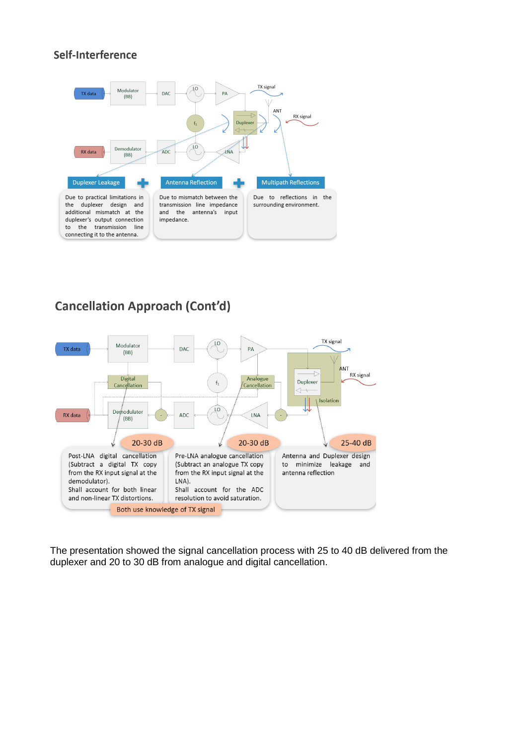## Self-Interference

TX data | Modulator (BB) | DAC | LO | PA | TX signal | ANT | RX signal | $f_1$ | Duplexer | RX data | Demodulator (BB) | ADC | LO | LNA

**Duplexer Leakage**

Due to practical limitations in the duplexer design and additional mismatch at the duplexer's output connection to the transmission line connecting it to the antenna.

**Antenna Reflection**

Due to mismatch between the transmission line impedance and the antenna's input impedance.

**Multipath Reflections**

Due to reflections in the surrounding environment.

## Cancellation Approach (Cont'd)

TX data | Modulator (BB) | DAC | LO | PA | TX signal | ANT | RX signal | Digital Cancellation | $f_1$ | Analogue Cancellation | Duplexer | Isolation | RX data | Demodulator (BB) | ADC | LO | LNA

**20-30 dB**

Post-LNA digital cancellation (Subtract a digital TX copy from the RX input signal at the demodulator).
Shall account for both linear and non-linear TX distortions.

**20-30 dB**

Pre-LNA analogue cancellation (Subtract an analogue TX copy from the RX input signal at the LNA).
Shall account for the ADC resolution to avoid saturation.

**25-40 dB**

Antenna and Duplexer design to minimize leakage and antenna reflection

Both use knowledge of TX signal

The presentation showed the signal cancellation process with 25 to 40 dB delivered from the duplexer and 20 to 30 dB from analogue and digital cancellation.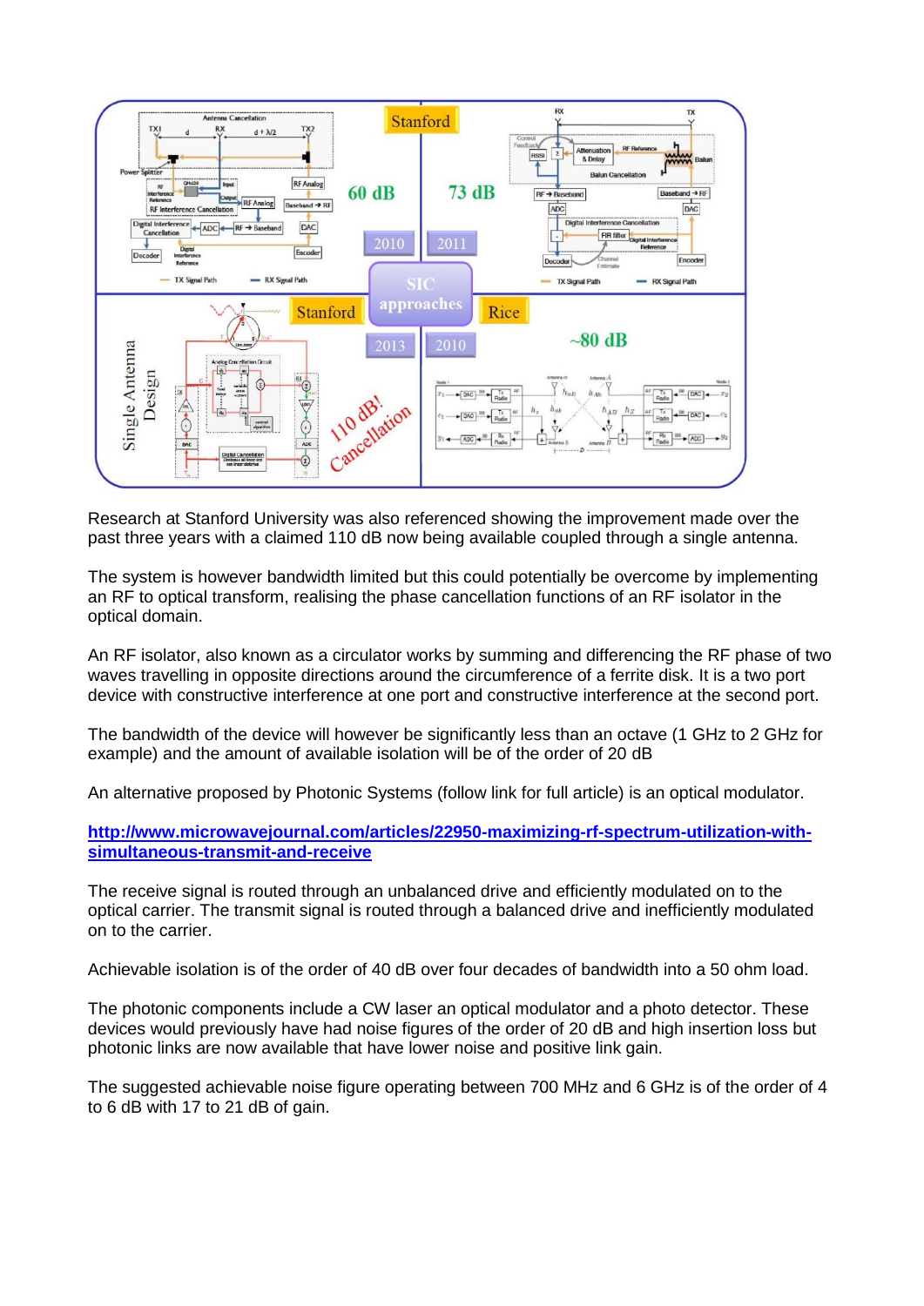Research at Stanford University was also referenced showing the improvement made over the past three years with a claimed 110 dB now being available coupled through a single antenna.

The system is however bandwidth limited but this could potentially be overcome by implementing an RF to optical transform, realising the phase cancellation functions of an RF isolator in the optical domain.

An RF isolator, also known as a circulator works by summing and differencing the RF phase of two waves travelling in opposite directions around the circumference of a ferrite disk. It is a two port device with constructive interference at one port and constructive interference at the second port.

The bandwidth of the device will however be significantly less than an octave (1 GHz to 2 GHz for example) and the amount of available isolation will be of the order of 20 dB

An alternative proposed by Photonic Systems (follow link for full article) is an optical modulator.

**http://www.microwavejournal.com/articles/22950-maximizing-rf-spectrum-utilization-with-simultaneous-transmit-and-receive**

The receive signal is routed through an unbalanced drive and efficiently modulated on to the optical carrier. The transmit signal is routed through a balanced drive and inefficiently modulated on to the carrier.

Achievable isolation is of the order of 40 dB over four decades of bandwidth into a 50 ohm load.

The photonic components include a CW laser an optical modulator and a photo detector. These devices would previously have had noise figures of the order of 20 dB and high insertion loss but photonic links are now available that have lower noise and positive link gain.

The suggested achievable noise figure operating between 700 MHz and 6 GHz is of the order of 4 to 6 dB with 17 to 21 dB of gain.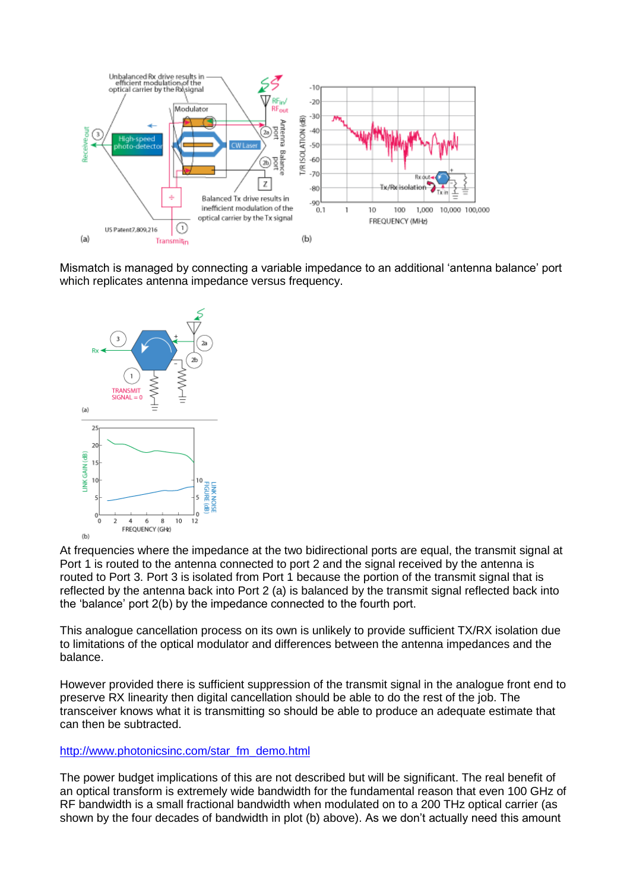Mismatch is managed by connecting a variable impedance to an additional 'antenna balance' port which replicates antenna impedance versus frequency.

At frequencies where the impedance at the two bidirectional ports are equal, the transmit signal at Port 1 is routed to the antenna connected to port 2 and the signal received by the antenna is routed to Port 3. Port 3 is isolated from Port 1 because the portion of the transmit signal that is reflected by the antenna back into Port 2 (a) is balanced by the transmit signal reflected back into the 'balance' port 2(b) by the impedance connected to the fourth port.

This analogue cancellation process on its own is unlikely to provide sufficient TX/RX isolation due to limitations of the optical modulator and differences between the antenna impedances and the balance.

However provided there is sufficient suppression of the transmit signal in the analogue front end to preserve RX linearity then digital cancellation should be able to do the rest of the job. The transceiver knows what it is transmitting so should be able to produce an adequate estimate that can then be subtracted.

[http://www.photonicsinc.com/star_fm_demo.html](http://www.photonicsinc.com/star_fm_demo.html)

The power budget implications of this are not described but will be significant. The real benefit of an optical transform is extremely wide bandwidth for the fundamental reason that even 100 GHz of RF bandwidth is a small fractional bandwidth when modulated on to a 200 THz optical carrier (as shown by the four decades of bandwidth in plot (b) above). As we don't actually need this amount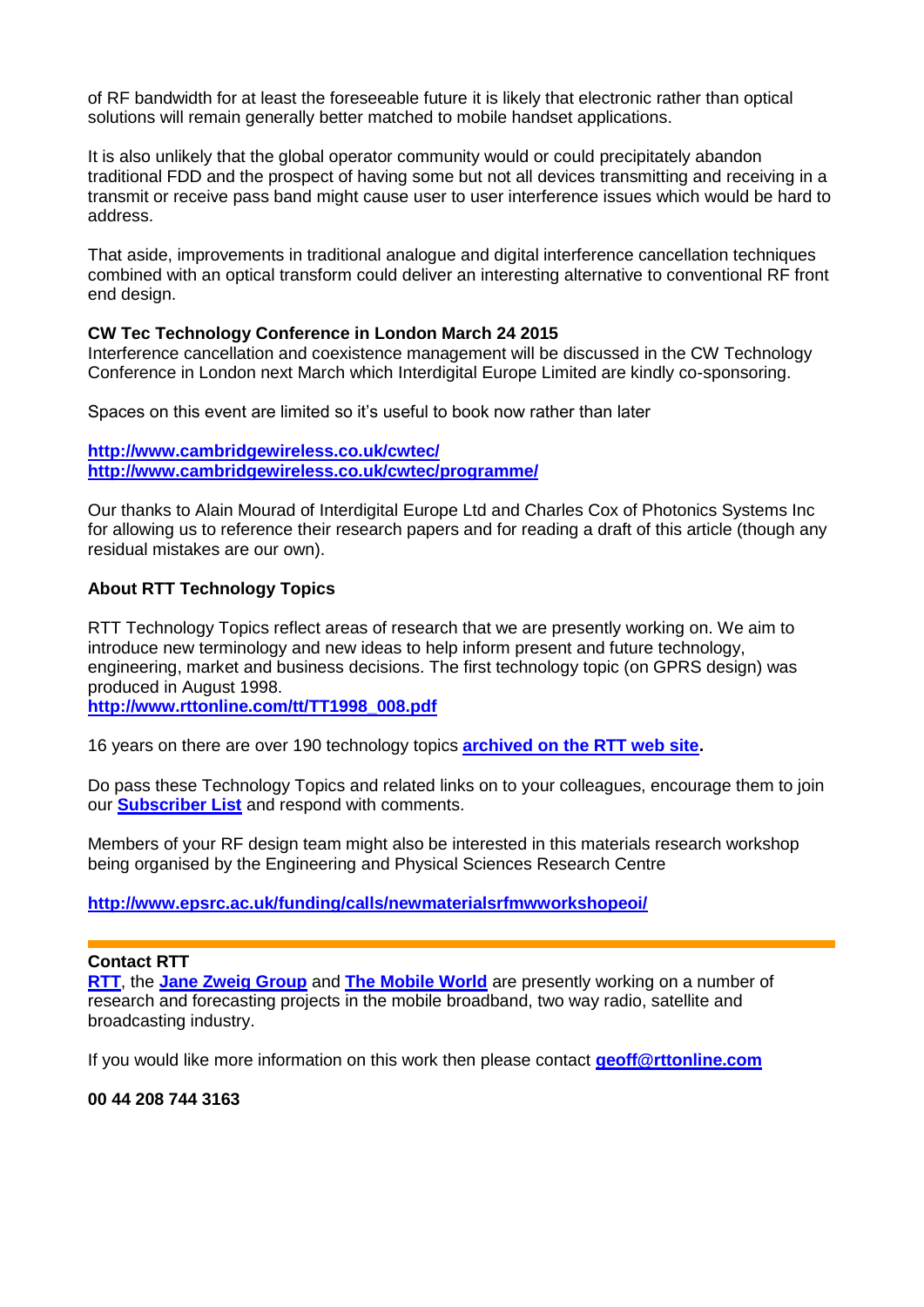of RF bandwidth for at least the foreseeable future it is likely that electronic rather than optical solutions will remain generally better matched to mobile handset applications.

It is also unlikely that the global operator community would or could precipitately abandon traditional FDD and the prospect of having some but not all devices transmitting and receiving in a transmit or receive pass band might cause user to user interference issues which would be hard to address.

That aside, improvements in traditional analogue and digital interference cancellation techniques combined with an optical transform could deliver an interesting alternative to conventional RF front end design.

**CW Tec Technology Conference in London March 24 2015**
Interference cancellation and coexistence management will be discussed in the CW Technology Conference in London next March which Interdigital Europe Limited are kindly co-sponsoring.

Spaces on this event are limited so it's useful to book now rather than later

**http://www.cambridgewireless.co.uk/cwtec/**
**http://www.cambridgewireless.co.uk/cwtec/programme/**

Our thanks to Alain Mourad of Interdigital Europe Ltd and Charles Cox of Photonics Systems Inc for allowing us to reference their research papers and for reading a draft of this article (though any residual mistakes are our own).

**About RTT Technology Topics**

RTT Technology Topics reflect areas of research that we are presently working on. We aim to introduce new terminology and new ideas to help inform present and future technology, engineering, market and business decisions. The first technology topic (on GPRS design) was produced in August 1998.
**http://www.rttonline.com/tt/TT1998_008.pdf**

16 years on there are over 190 technology topics **archived on the RTT web site.**

Do pass these Technology Topics and related links on to your colleagues, encourage them to join our **Subscriber List** and respond with comments.

Members of your RF design team might also be interested in this materials research workshop being organised by the Engineering and Physical Sciences Research Centre

**http://www.epsrc.ac.uk/funding/calls/newmaterialsrfmwworkshopeoi/**

---

**Contact RTT**
**RTT**, the **Jane Zweig Group** and **The Mobile World** are presently working on a number of research and forecasting projects in the mobile broadband, two way radio, satellite and broadcasting industry.

If you would like more information on this work then please contact **geoff@rttonline.com**

**00 44 208 744 3163**